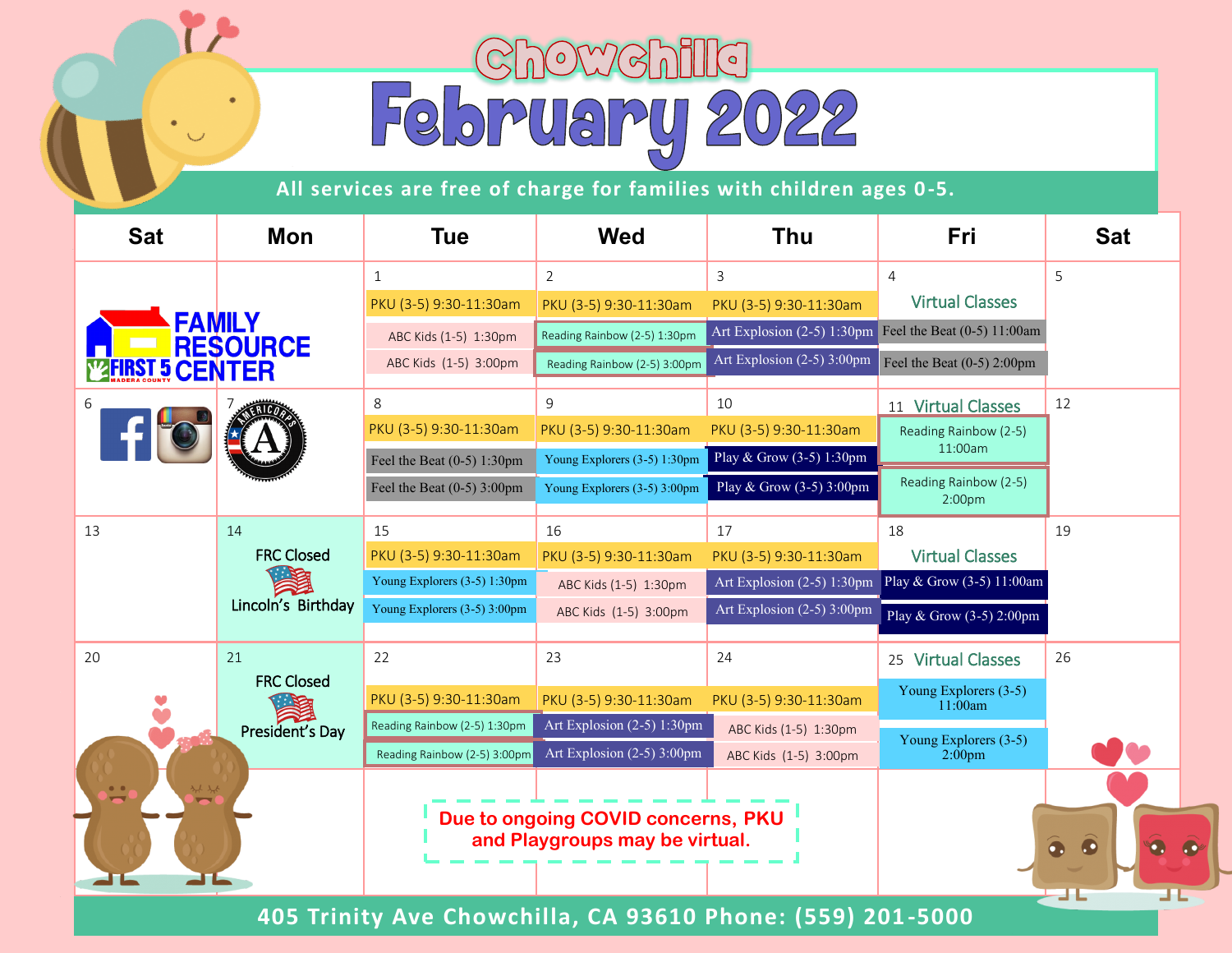# Chowchilla

# February 2022

All services are free of charge for families with children ages 0-5.

| Sat | Mon | Tue | Wed | Thu | Fri | Sat |
|---|---|---|---|---|---|---|
| FAMILY RESOURCE CENTER FIRST 5 MADERA COUNTY | | 1<br>PKU (3-5) 9:30-11:30am<br>ABC Kids (1-5) 1:30pm<br>ABC Kids (1-5) 3:00pm | 2<br>PKU (3-5) 9:30-11:30am<br>Reading Rainbow (2-5) 1:30pm<br>Reading Rainbow (2-5) 3:00pm | 3<br>PKU (3-5) 9:30-11:30am<br>Art Explosion (2-5) 1:30pm<br>Art Explosion (2-5) 3:00pm | 4<br>Virtual Classes<br>Feel the Beat (0-5) 11:00am<br>Feel the Beat (0-5) 2:00pm | 5 |
| 6 | 7 | 8<br>PKU (3-5) 9:30-11:30am<br>Feel the Beat (0-5) 1:30pm<br>Feel the Beat (0-5) 3:00pm | 9<br>PKU (3-5) 9:30-11:30am<br>Young Explorers (3-5) 1:30pm<br>Young Explorers (3-5) 3:00pm | 10<br>PKU (3-5) 9:30-11:30am<br>Play & Grow (3-5) 1:30pm<br>Play & Grow (3-5) 3:00pm | 11 Virtual Classes<br>Reading Rainbow (2-5) 11:00am<br>Reading Rainbow (2-5) 2:00pm | 12 |
| 13 | 14<br>FRC Closed<br>Lincoln's Birthday | 15<br>PKU (3-5) 9:30-11:30am<br>Young Explorers (3-5) 1:30pm<br>Young Explorers (3-5) 3:00pm | 16<br>PKU (3-5) 9:30-11:30am<br>ABC Kids (1-5) 1:30pm<br>ABC Kids (1-5) 3:00pm | 17<br>PKU (3-5) 9:30-11:30am<br>Art Explosion (2-5) 1:30pm<br>Art Explosion (2-5) 3:00pm | 18<br>Virtual Classes<br>Play & Grow (3-5) 11:00am<br>Play & Grow (3-5) 2:00pm | 19 |
| 20 | 21<br>FRC Closed<br>President's Day | 22<br>PKU (3-5) 9:30-11:30am<br>Reading Rainbow (2-5) 1:30pm<br>Reading Rainbow (2-5) 3:00pm | 23<br>PKU (3-5) 9:30-11:30am<br>Art Explosion (2-5) 1:30pm<br>Art Explosion (2-5) 3:00pm | 24<br>PKU (3-5) 9:30-11:30am<br>ABC Kids (1-5) 1:30pm<br>ABC Kids (1-5) 3:00pm | 25 Virtual Classes<br>Young Explorers (3-5) 11:00am<br>Young Explorers (3-5) 2:00pm | 26 |

Due to ongoing COVID concerns, PKU and Playgroups may be virtual.

405 Trinity Ave Chowchilla, CA 93610 Phone: (559) 201-5000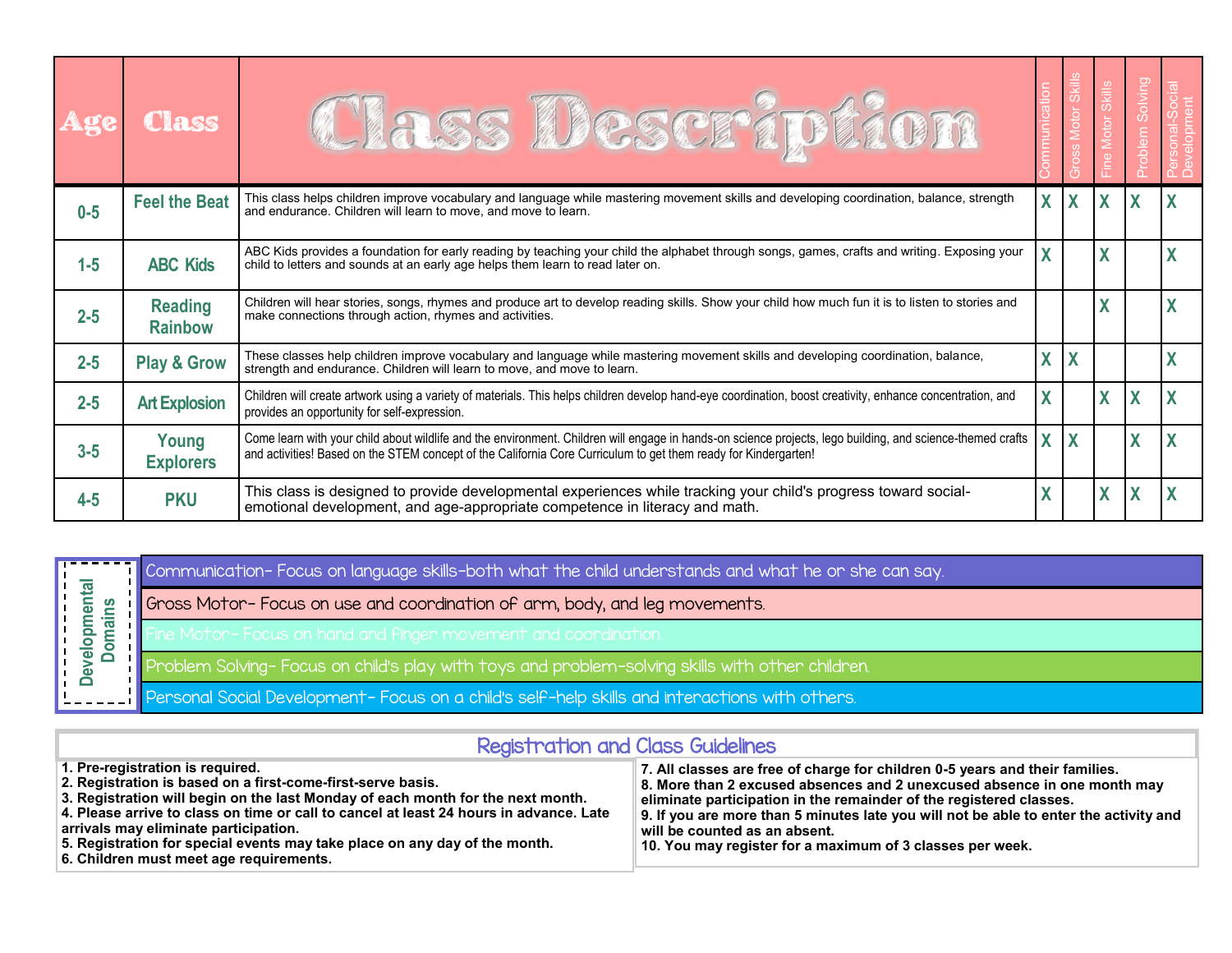| Age | Class | Class Description | Communication | Gross Motor Skills | Fine Motor Skills | Problem Solving | Personal-Social Development |
|---|---|---|---|---|---|---|---|
| 0-5 | Feel the Beat | This class helps children improve vocabulary and language while mastering movement skills and developing coordination, balance, strength and endurance. Children will learn to move, and move to learn. | X | X | X | X | X |
| 1-5 | ABC Kids | ABC Kids provides a foundation for early reading by teaching your child the alphabet through songs, games, crafts and writing. Exposing your child to letters and sounds at an early age helps them learn to read later on. | X | | X | | X |
| 2-5 | Reading Rainbow | Children will hear stories, songs, rhymes and produce art to develop reading skills. Show your child how much fun it is to listen to stories and make connections through action, rhymes and activities. | | | X | | X |
| 2-5 | Play & Grow | These classes help children improve vocabulary and language while mastering movement skills and developing coordination, balance, strength and endurance. Children will learn to move, and move to learn. | X | X | | | X |
| 2-5 | Art Explosion | Children will create artwork using a variety of materials. This helps children develop hand-eye coordination, boost creativity, enhance concentration, and provides an opportunity for self-expression. | X | | X | X | X |
| 3-5 | Young Explorers | Come learn with your child about wildlife and the environment. Children will engage in hands-on science projects, lego building, and science-themed crafts and activities! Based on the STEM concept of the California Core Curriculum to get them ready for Kindergarten! | X | X | | X | X |
| 4-5 | PKU | This class is designed to provide developmental experiences while tracking your child's progress toward social-emotional development, and age-appropriate competence in literacy and math. | X | | X | X | X |

## Developmental Domains

- Communication- Focus on language skills-both what the child understands and what he or she can say.
- Gross Motor- Focus on use and coordination of arm, body, and leg movements.
- Fine Motor- Focus on hand and finger movement and coordination.
- Problem Solving- Focus on child's play with toys and problem-solving skills with other children.
- Personal Social Development- Focus on a child's self-help skills and interactions with others.

## Registration and Class Guidelines

**1. Pre-registration is required.**
**2. Registration is based on a first-come-first-serve basis.**
**3. Registration will begin on the last Monday of each month for the next month.**
**4. Please arrive to class on time or call to cancel at least 24 hours in advance. Late arrivals may eliminate participation.**
**5. Registration for special events may take place on any day of the month.**
**6. Children must meet age requirements.**
**7. All classes are free of charge for children 0-5 years and their families.**
**8. More than 2 excused absences and 2 unexcused absence in one month may eliminate participation in the remainder of the registered classes.**
**9. If you are more than 5 minutes late you will not be able to enter the activity and will be counted as an absent.**
**10. You may register for a maximum of 3 classes per week.**